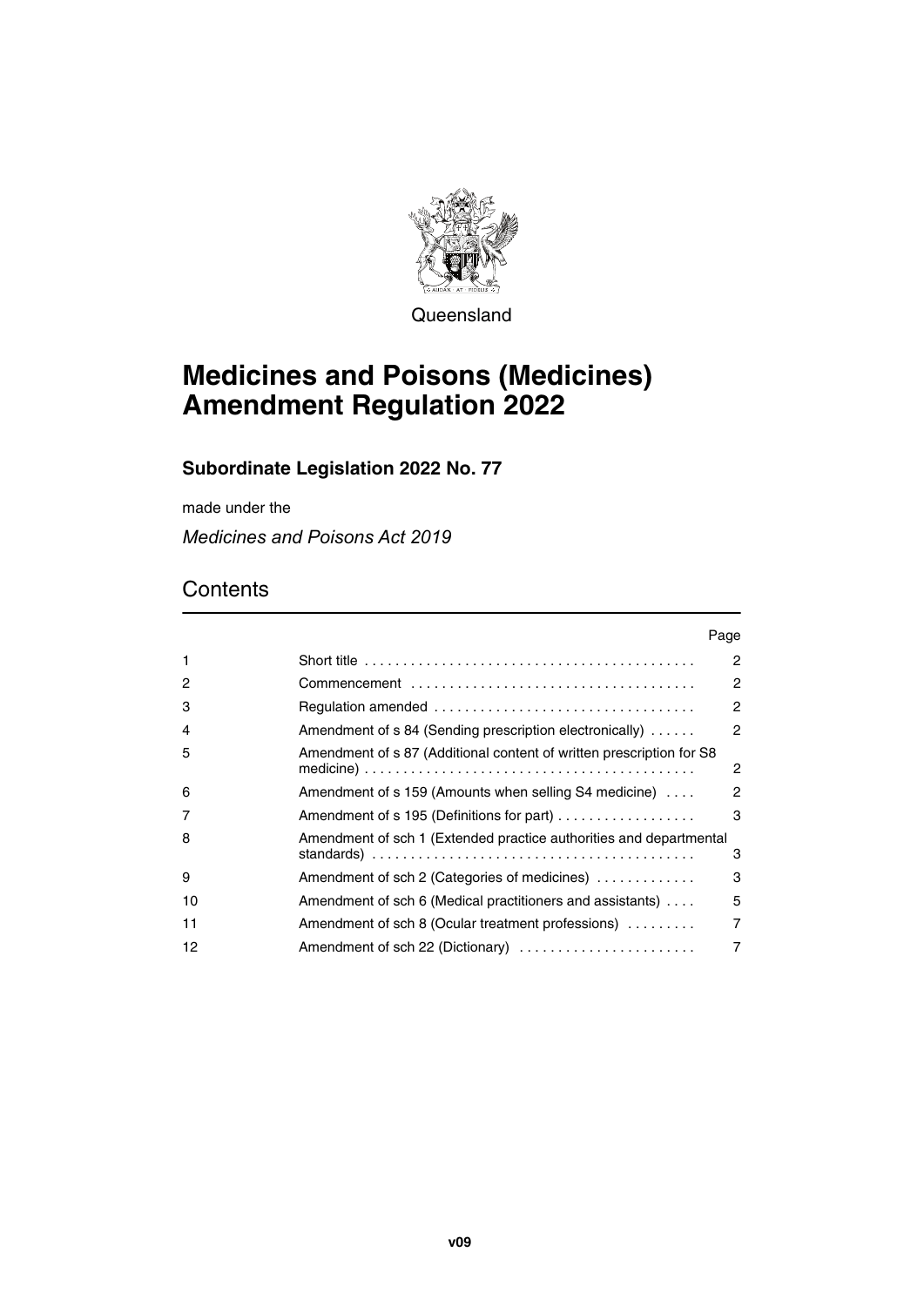Queensland

# Medicines and Poisons (Medicines) Amendment Regulation 2022

## Subordinate Legislation 2022 No. 77

made under the

*Medicines and Poisons Act 2019*

## Contents

| | | Page |
|---|---|---|
| 1 | Short title | 2 |
| 2 | Commencement | 2 |
| 3 | Regulation amended | 2 |
| 4 | Amendment of s 84 (Sending prescription electronically) | 2 |
| 5 | Amendment of s 87 (Additional content of written prescription for S8 medicine) | 2 |
| 6 | Amendment of s 159 (Amounts when selling S4 medicine) | 2 |
| 7 | Amendment of s 195 (Definitions for part) | 3 |
| 8 | Amendment of sch 1 (Extended practice authorities and departmental standards) | 3 |
| 9 | Amendment of sch 2 (Categories of medicines) | 3 |
| 10 | Amendment of sch 6 (Medical practitioners and assistants) | 5 |
| 11 | Amendment of sch 8 (Ocular treatment professions) | 7 |
| 12 | Amendment of sch 22 (Dictionary) | 7 |

v09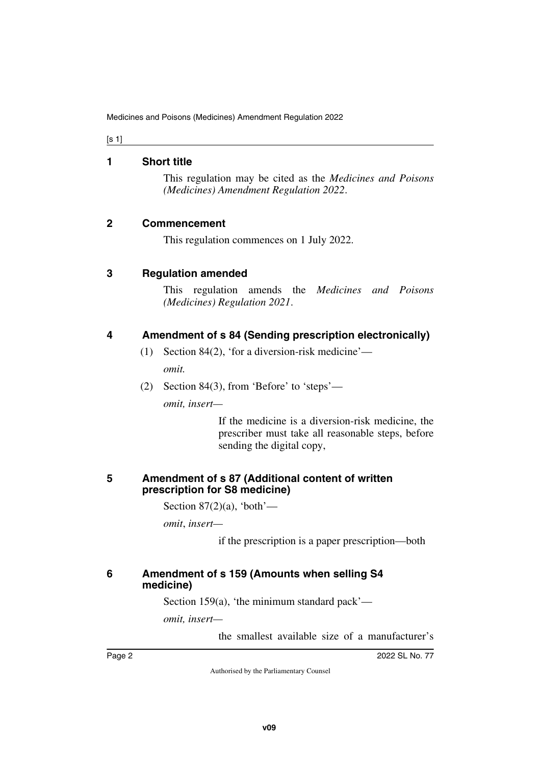## 1 Short title

This regulation may be cited as the *Medicines and Poisons (Medicines) Amendment Regulation 2022*.

## 2 Commencement

This regulation commences on 1 July 2022.

## 3 Regulation amended

This regulation amends the *Medicines and Poisons (Medicines) Regulation 2021*.

## 4 Amendment of s 84 (Sending prescription electronically)

(1) Section 84(2), 'for a diversion-risk medicine'—

*omit.*

(2) Section 84(3), from 'Before' to 'steps'—

*omit, insert—*

> If the medicine is a diversion-risk medicine, the prescriber must take all reasonable steps, before sending the digital copy,

## 5 Amendment of s 87 (Additional content of written prescription for S8 medicine)

Section 87(2)(a), 'both'—

*omit*, *insert—*

> if the prescription is a paper prescription—both

## 6 Amendment of s 159 (Amounts when selling S4 medicine)

Section 159(a), 'the minimum standard pack'—

*omit, insert—*

> the smallest available size of a manufacturer's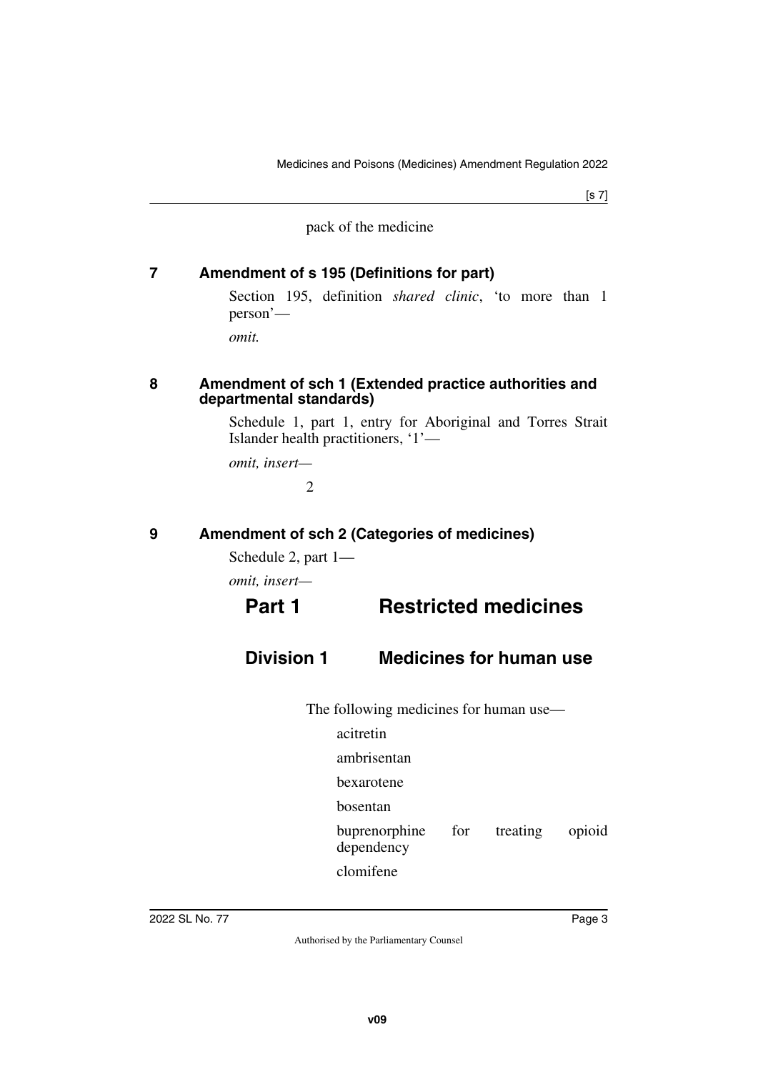pack of the medicine

## 7 Amendment of s 195 (Definitions for part)

Section 195, definition *shared clinic*, 'to more than 1 person'—

*omit.*

## 8 Amendment of sch 1 (Extended practice authorities and departmental standards)

Schedule 1, part 1, entry for Aboriginal and Torres Strait Islander health practitioners, '1'—

*omit, insert—*

2

## 9 Amendment of sch 2 (Categories of medicines)

Schedule 2, part 1—

*omit, insert—*

# Part 1 Restricted medicines

## Division 1 Medicines for human use

The following medicines for human use—

acitretin

ambrisentan

bexarotene

bosentan

buprenorphine for treating opioid dependency

clomifene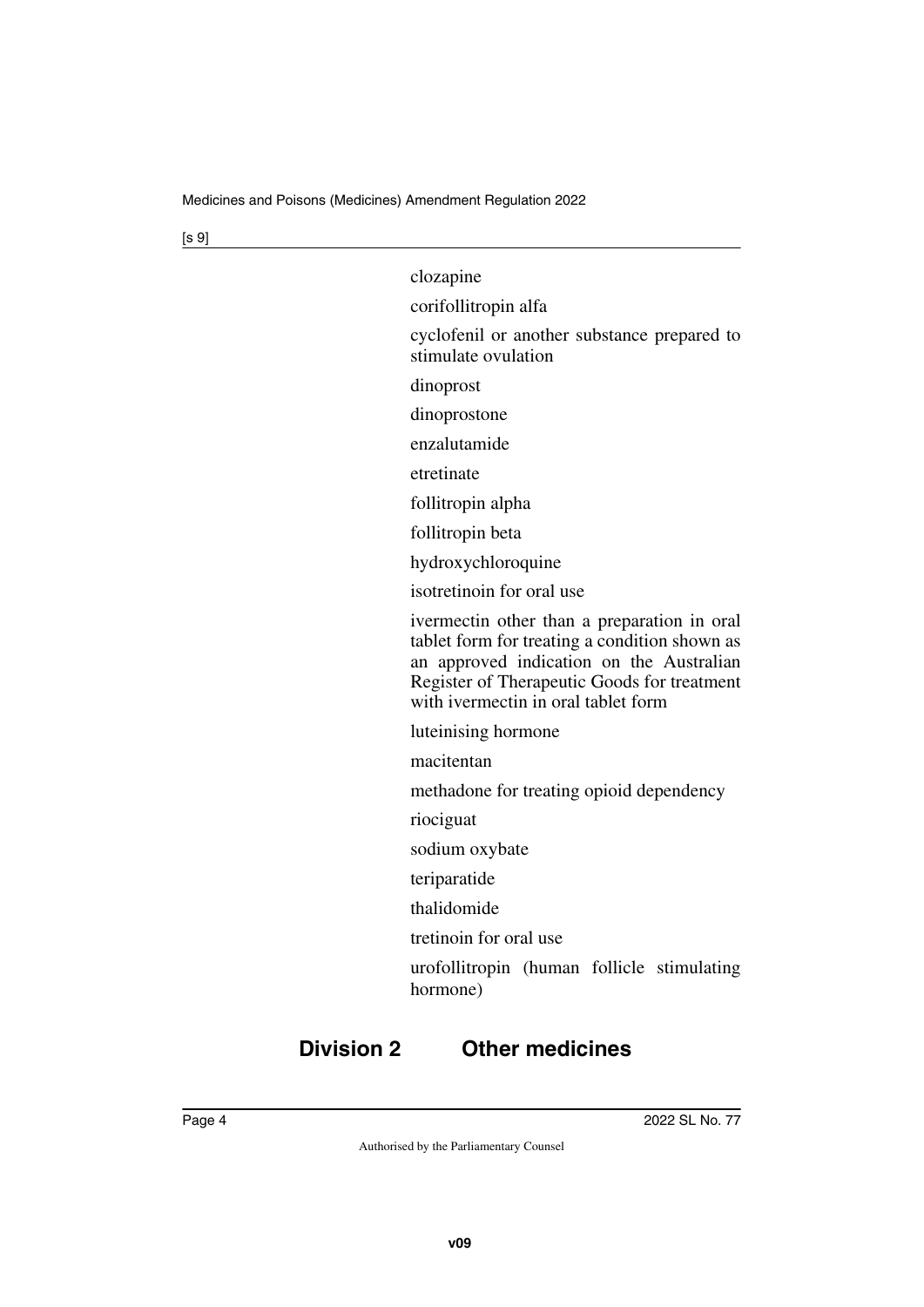clozapine

corifollitropin alfa

cyclofenil or another substance prepared to stimulate ovulation

dinoprost

dinoprostone

enzalutamide

etretinate

follitropin alpha

follitropin beta

hydroxychloroquine

isotretinoin for oral use

ivermectin other than a preparation in oral tablet form for treating a condition shown as an approved indication on the Australian Register of Therapeutic Goods for treatment with ivermectin in oral tablet form

luteinising hormone

macitentan

methadone for treating opioid dependency

riociguat

sodium oxybate

teriparatide

thalidomide

tretinoin for oral use

urofollitropin (human follicle stimulating hormone)

## Division 2 Other medicines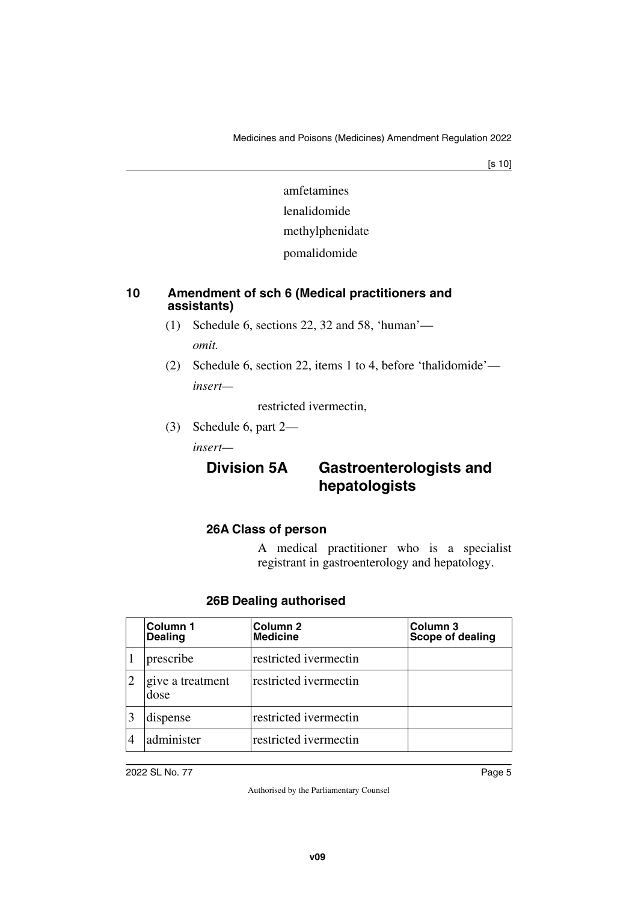amfetamines

lenalidomide

methylphenidate

pomalidomide

## 10 Amendment of sch 6 (Medical practitioners and assistants)

(1) Schedule 6, sections 22, 32 and 58, 'human'—

*omit.*

(2) Schedule 6, section 22, items 1 to 4, before 'thalidomide'—

*insert—*

restricted ivermectin,

(3) Schedule 6, part 2—

*insert—*

### Division 5A Gastroenterologists and hepatologists

#### 26A Class of person

A medical practitioner who is a specialist registrant in gastroenterology and hepatology.

#### 26B Dealing authorised

| | Column 1 Dealing | Column 2 Medicine | Column 3 Scope of dealing |
|---|---|---|---|
| 1 | prescribe | restricted ivermectin | |
| 2 | give a treatment dose | restricted ivermectin | |
| 3 | dispense | restricted ivermectin | |
| 4 | administer | restricted ivermectin | |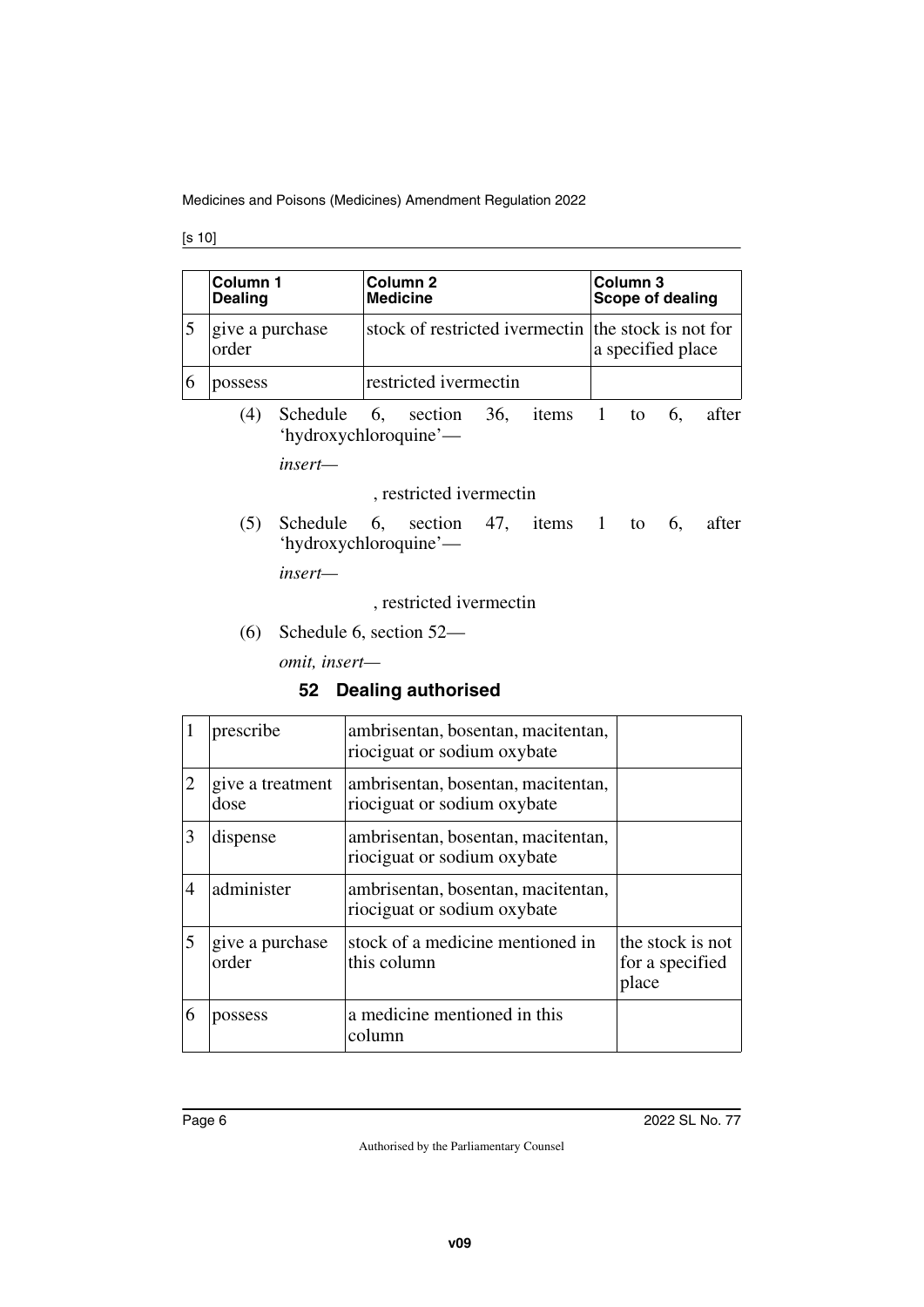| | Column 1 Dealing | Column 2 Medicine | Column 3 Scope of dealing |
|---|---|---|---|
| 5 | give a purchase order | stock of restricted ivermectin | the stock is not for a specified place |
| 6 | possess | restricted ivermectin | |

(4) Schedule 6, section 36, items 1 to 6, after 'hydroxychloroquine'—

*insert—*

, restricted ivermectin

(5) Schedule 6, section 47, items 1 to 6, after 'hydroxychloroquine'—

*insert—*

, restricted ivermectin

(6) Schedule 6, section 52—

*omit, insert—*

### 52 Dealing authorised

| | | | |
|---|---|---|---|
| 1 | prescribe | ambrisentan, bosentan, macitentan, riociguat or sodium oxybate | |
| 2 | give a treatment dose | ambrisentan, bosentan, macitentan, riociguat or sodium oxybate | |
| 3 | dispense | ambrisentan, bosentan, macitentan, riociguat or sodium oxybate | |
| 4 | administer | ambrisentan, bosentan, macitentan, riociguat or sodium oxybate | |
| 5 | give a purchase order | stock of a medicine mentioned in this column | the stock is not for a specified place |
| 6 | possess | a medicine mentioned in this column | |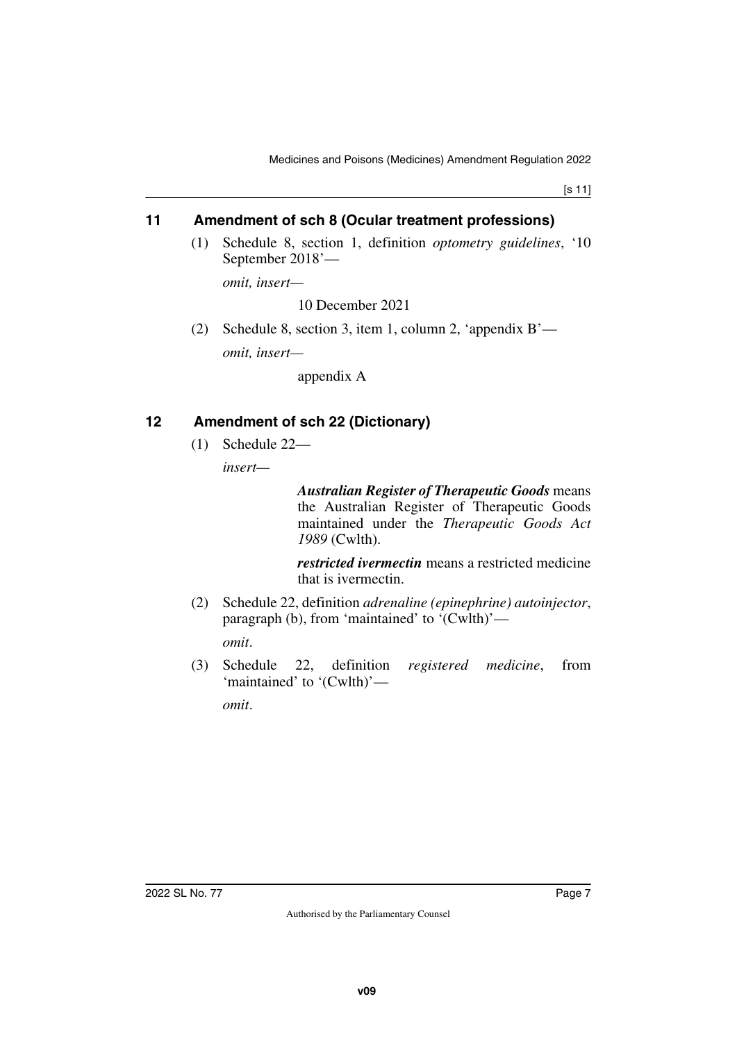## 11 Amendment of sch 8 (Ocular treatment professions)

(1) Schedule 8, section 1, definition *optometry guidelines*, '10 September 2018'—

*omit, insert—*

10 December 2021

(2) Schedule 8, section 3, item 1, column 2, 'appendix B'—

*omit, insert—*

appendix A

## 12 Amendment of sch 22 (Dictionary)

(1) Schedule 22—

*insert—*

***Australian Register of Therapeutic Goods*** means the Australian Register of Therapeutic Goods maintained under the *Therapeutic Goods Act 1989* (Cwlth).

***restricted ivermectin*** means a restricted medicine that is ivermectin.

(2) Schedule 22, definition *adrenaline (epinephrine) autoinjector*, paragraph (b), from 'maintained' to '(Cwlth)'—

*omit*.

(3) Schedule 22, definition *registered medicine*, from 'maintained' to '(Cwlth)'—

*omit*.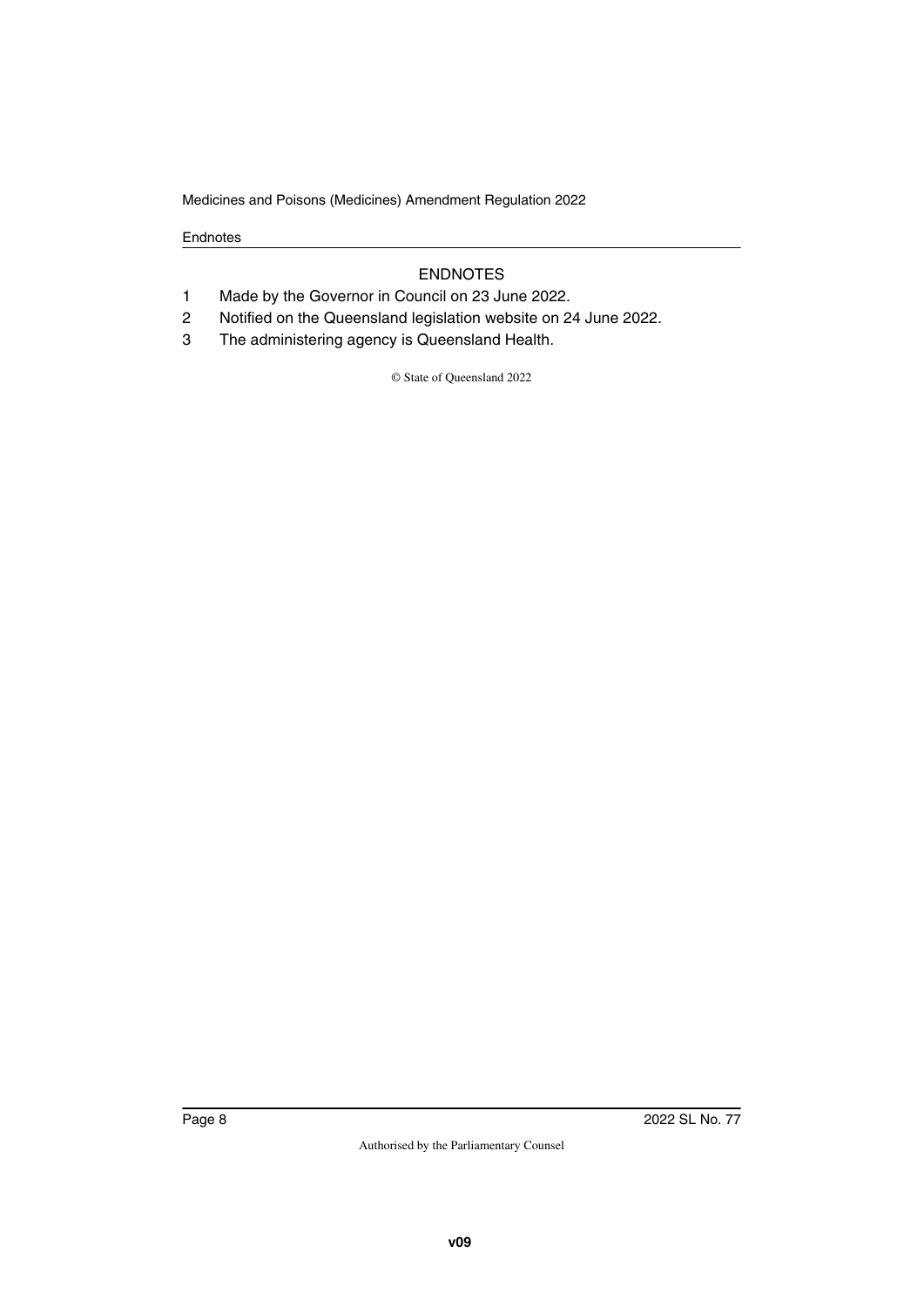## ENDNOTES

1 Made by the Governor in Council on 23 June 2022.

2 Notified on the Queensland legislation website on 24 June 2022.

3 The administering agency is Queensland Health.

© State of Queensland 2022